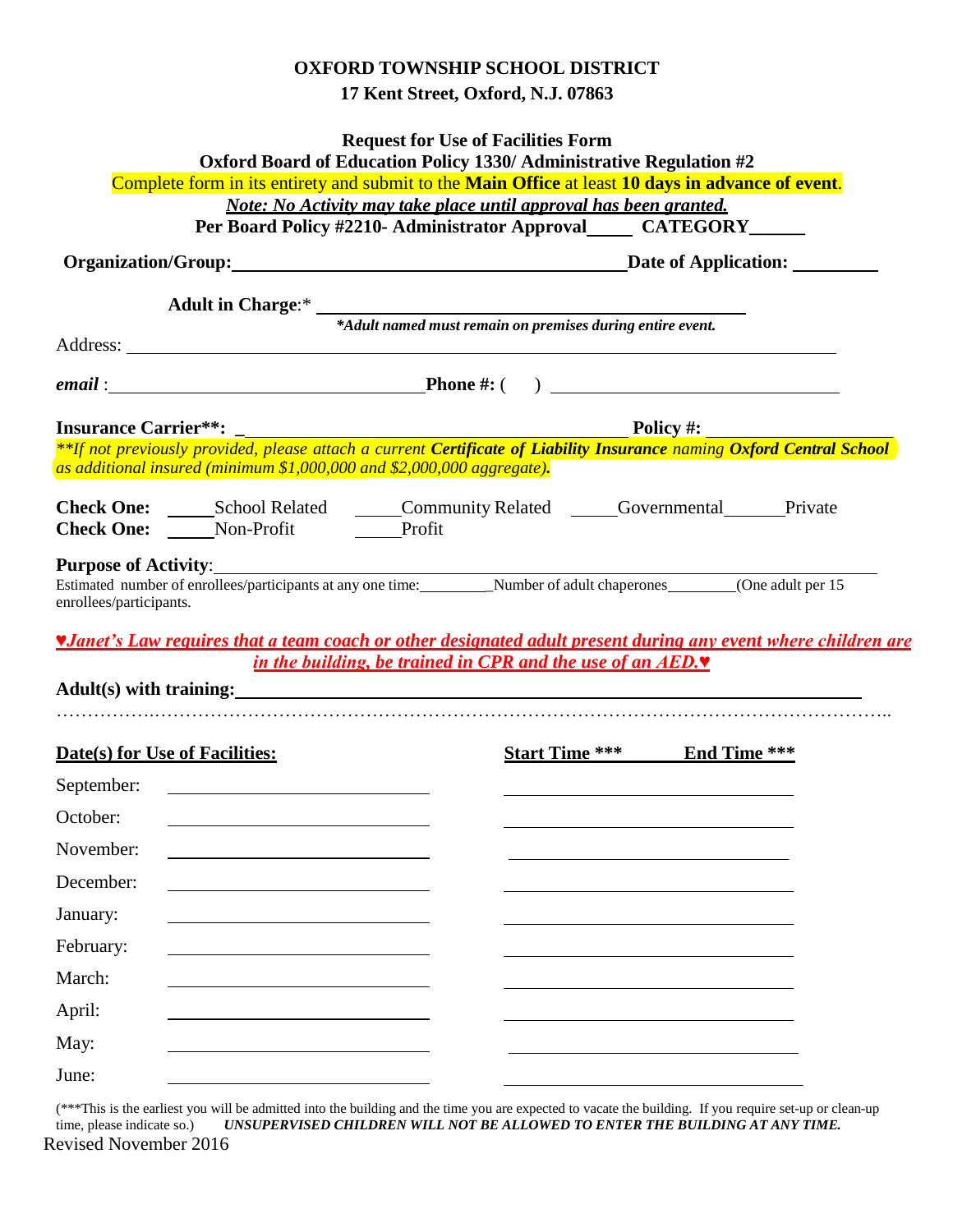**OXFORD TOWNSHIP SCHOOL DISTRICT**

**17 Kent Street, Oxford, N.J. 07863**

**Request for Use of Facilities Form**

**Oxford Board of Education Policy 1330/ Administrative Regulation #2**

Complete form in its entirety and submit to the **Main Office** at least **10 days in advance of event**.

***Note: No Activity may take place until approval has been granted.***

**Per Board Policy #2210- Administrator Approval_____ CATEGORY______**

**Organization/Group:**_____________________________________________ **Date of Application:** __________

**Adult in Charge**:* _______________________________________

***Adult named must remain on premises during entire event.***

Address: ___________________________________________________________________________

***email*** :_________________________________ **Phone #:** (     ) ________________________________

**Insurance Carrier**:** _____________________________________________ **Policy #:** _______________

*\*\*If not previously provided, please attach a current **Certificate of Liability Insurance** naming **Oxford Central School** as additional insured (minimum $1,000,000 and $2,000,000 aggregate).*

**Check One:** _____School Related _____Community Related _____Governmental_______Private

**Check One:** _____Non-Profit _____Profit

**Purpose of Activity**:______________________________________________________________________

Estimated number of enrollees/participants at any one time:_________Number of adult chaperones_________(One adult per 15 enrollees/participants.

***♥Janet's Law requires that a team coach or other designated adult present during any event where children are in the building, be trained in CPR and the use of an AED.♥***

**Adult(s) with training:**___________________________________________________________________

…………………………………………………………………………………………………………………..

| **Date(s) for Use of Facilities:** | | **Start Time \*\*\*** **End Time \*\*\*** |
|---|---|---|
| September: | | |
| October: | | |
| November: | | |
| December: | | |
| January: | | |
| February: | | |
| March: | | |
| April: | | |
| May: | | |
| June: | | |

(\*\*\*This is the earliest you will be admitted into the building and the time you are expected to vacate the building. If you require set-up or clean-up time, please indicate so.) ***UNSUPERVISED CHILDREN WILL NOT BE ALLOWED TO ENTER THE BUILDING AT ANY TIME.***

Revised November 2016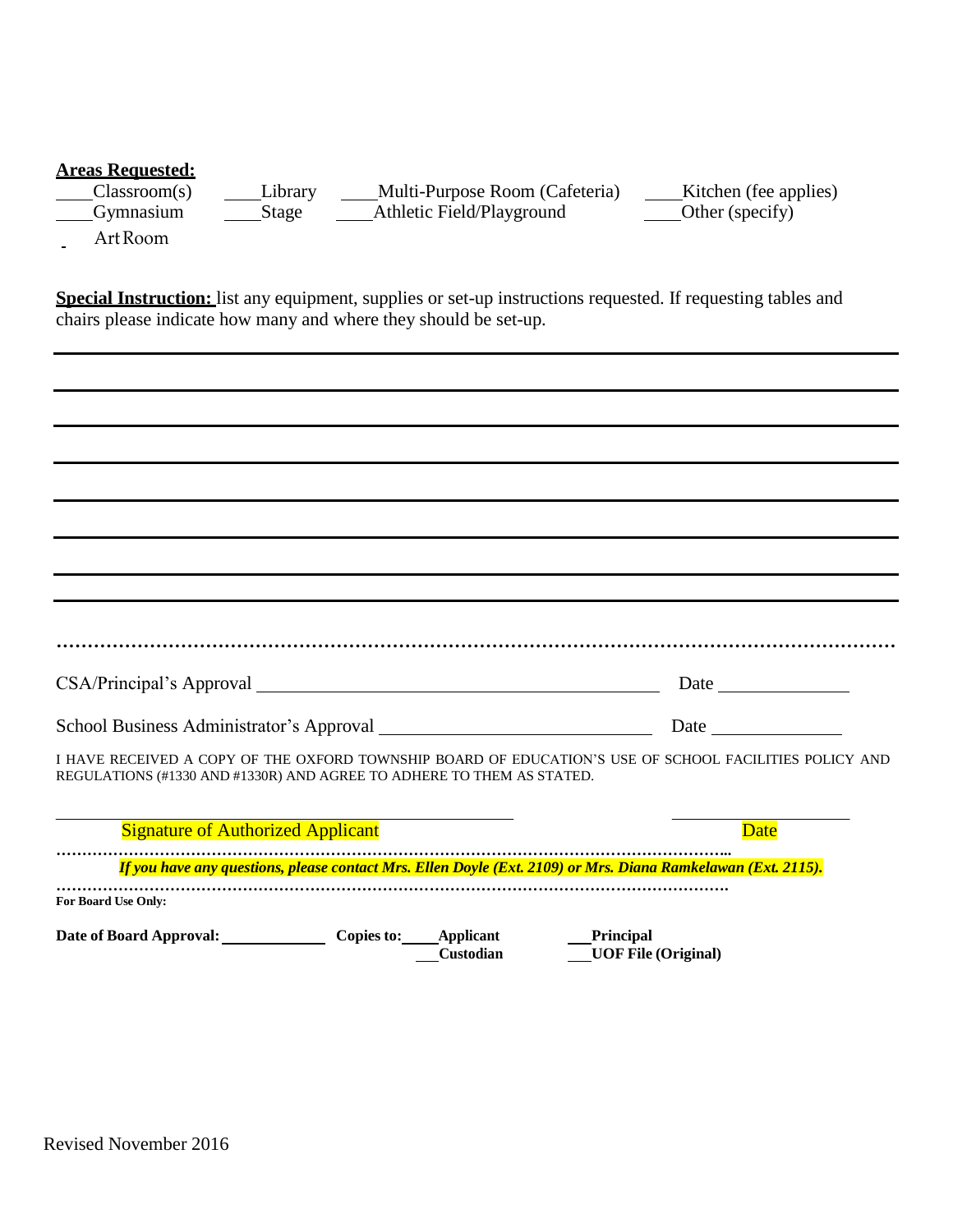**Areas Requested:**

____Classroom(s) ____Library ____Multi-Purpose Room (Cafeteria) ____Kitchen (fee applies)
____Gymnasium ____Stage ____Athletic Field/Playground ____Other (specify)
_ Art Room

**Special Instruction:** list any equipment, supplies or set-up instructions requested. If requesting tables and chairs please indicate how many and where they should be set-up.

________________________________________________________________________________

________________________________________________________________________________

________________________________________________________________________________

________________________________________________________________________________

________________________________________________________________________________

________________________________________________________________________________

________________________________________________________________________________

……………………………………………………………………………………………………………………

CSA/Principal's Approval ______________________________________ Date ______________

School Business Administrator's Approval ____________________________ Date ______________

I HAVE RECEIVED A COPY OF THE OXFORD TOWNSHIP BOARD OF EDUCATION'S USE OF SCHOOL FACILITIES POLICY AND REGULATIONS (#1330 AND #1330R) AND AGREE TO ADHERE TO THEM AS STATED.

______________________________________ ______________

Signature of Authorized Applicant Date

……………………………………………………………………………………………………………………

***If you have any questions, please contact Mrs. Ellen Doyle (Ext. 2109) or Mrs. Diana Ramkelawan (Ext. 2115).***

……………………………………………………………………………………………………………………

**For Board Use Only:**

**Date of Board Approval:** ____________ **Copies to:** ____**Applicant** ___**Principal**
___**Custodian** ___**UOF File (Original)**

Revised November 2016